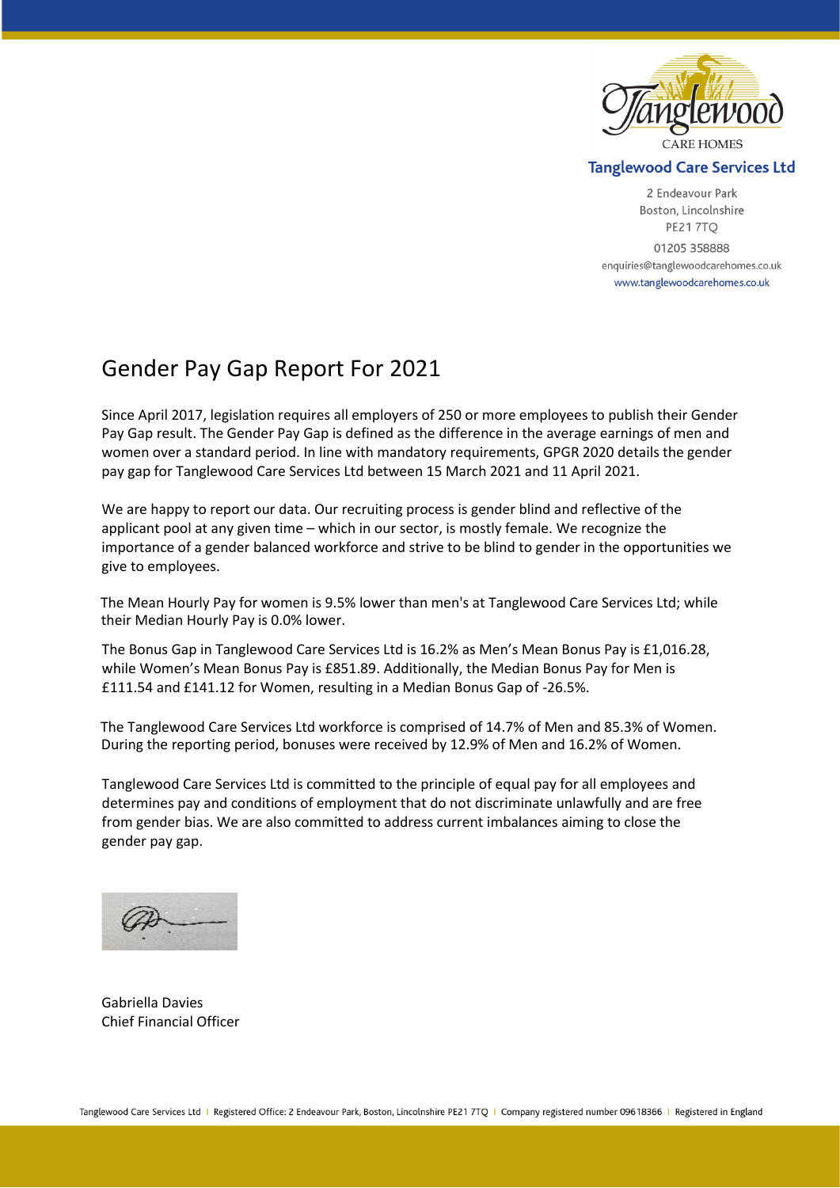Tanglewood

CARE HOMES

**Tanglewood Care Services Ltd**

2 Endeavour Park
Boston, Lincolnshire
PE21 7TQ

01205 358888
enquiries@tanglewoodcarehomes.co.uk
www.tanglewoodcarehomes.co.uk

# Gender Pay Gap Report For 2021

Since April 2017, legislation requires all employers of 250 or more employees to publish their Gender Pay Gap result. The Gender Pay Gap is defined as the difference in the average earnings of men and women over a standard period. In line with mandatory requirements, GPGR 2020 details the gender pay gap for Tanglewood Care Services Ltd between 15 March 2021 and 11 April 2021.

We are happy to report our data. Our recruiting process is gender blind and reflective of the applicant pool at any given time – which in our sector, is mostly female. We recognize the importance of a gender balanced workforce and strive to be blind to gender in the opportunities we give to employees.

The Mean Hourly Pay for women is 9.5% lower than men's at Tanglewood Care Services Ltd; while their Median Hourly Pay is 0.0% lower.

The Bonus Gap in Tanglewood Care Services Ltd is 16.2% as Men's Mean Bonus Pay is £1,016.28, while Women's Mean Bonus Pay is £851.89. Additionally, the Median Bonus Pay for Men is £111.54 and £141.12 for Women, resulting in a Median Bonus Gap of -26.5%.

The Tanglewood Care Services Ltd workforce is comprised of 14.7% of Men and 85.3% of Women. During the reporting period, bonuses were received by 12.9% of Men and 16.2% of Women.

Tanglewood Care Services Ltd is committed to the principle of equal pay for all employees and determines pay and conditions of employment that do not discriminate unlawfully and are free from gender bias. We are also committed to address current imbalances aiming to close the gender pay gap.

Gabriella Davies
Chief Financial Officer

Tanglewood Care Services Ltd | Registered Office: 2 Endeavour Park, Boston, Lincolnshire PE21 7TQ | Company registered number 09618366 | Registered in England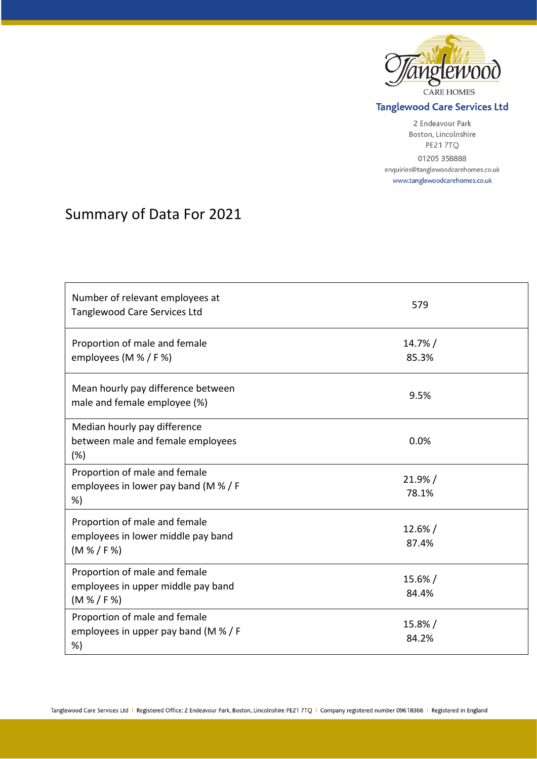**Tanglewood Care Services Ltd**

2 Endeavour Park
Boston, Lincolnshire
PE21 7TQ

01205 358888
enquiries@tanglewoodcarehomes.co.uk
www.tanglewoodcarehomes.co.uk

# Summary of Data For 2021

| | |
|---|---|
| Number of relevant employees at Tanglewood Care Services Ltd | 579 |
| Proportion of male and female employees (M % / F %) | 14.7% / 85.3% |
| Mean hourly pay difference between male and female employee (%) | 9.5% |
| Median hourly pay difference between male and female employees (%) | 0.0% |
| Proportion of male and female employees in lower pay band (M % / F %) | 21.9% / 78.1% |
| Proportion of male and female employees in lower middle pay band (M % / F %) | 12.6% / 87.4% |
| Proportion of male and female employees in upper middle pay band (M % / F %) | 15.6% / 84.4% |
| Proportion of male and female employees in upper pay band (M % / F %) | 15.8% / 84.2% |

Tanglewood Care Services Ltd | Registered Office: 2 Endeavour Park, Boston, Lincolnshire PE21 7TQ | Company registered number 09618366 | Registered in England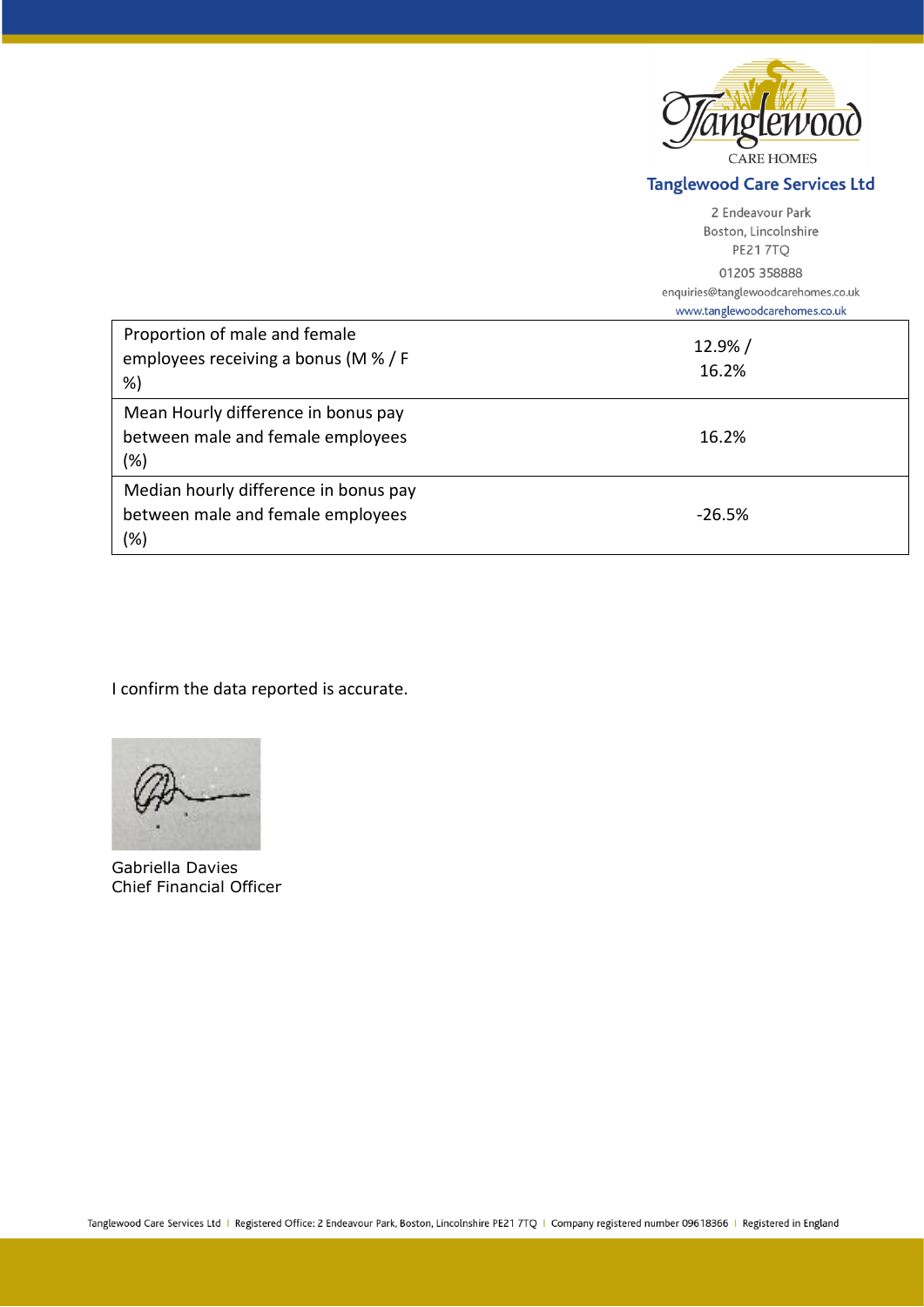Tanglewood Care Services Ltd

2 Endeavour Park
Boston, Lincolnshire
PE21 7TQ

01205 358888
enquiries@tanglewoodcarehomes.co.uk
www.tanglewoodcarehomes.co.uk

| | |
|---|---|
| Proportion of male and female employees receiving a bonus (M % / F %) | 12.9% / 16.2% |
| Mean Hourly difference in bonus pay between male and female employees (%) | 16.2% |
| Median hourly difference in bonus pay between male and female employees (%) | -26.5% |

I confirm the data reported is accurate.

Gabriella Davies
Chief Financial Officer

Tanglewood Care Services Ltd | Registered Office: 2 Endeavour Park, Boston, Lincolnshire PE21 7TQ | Company registered number 09618366 | Registered in England